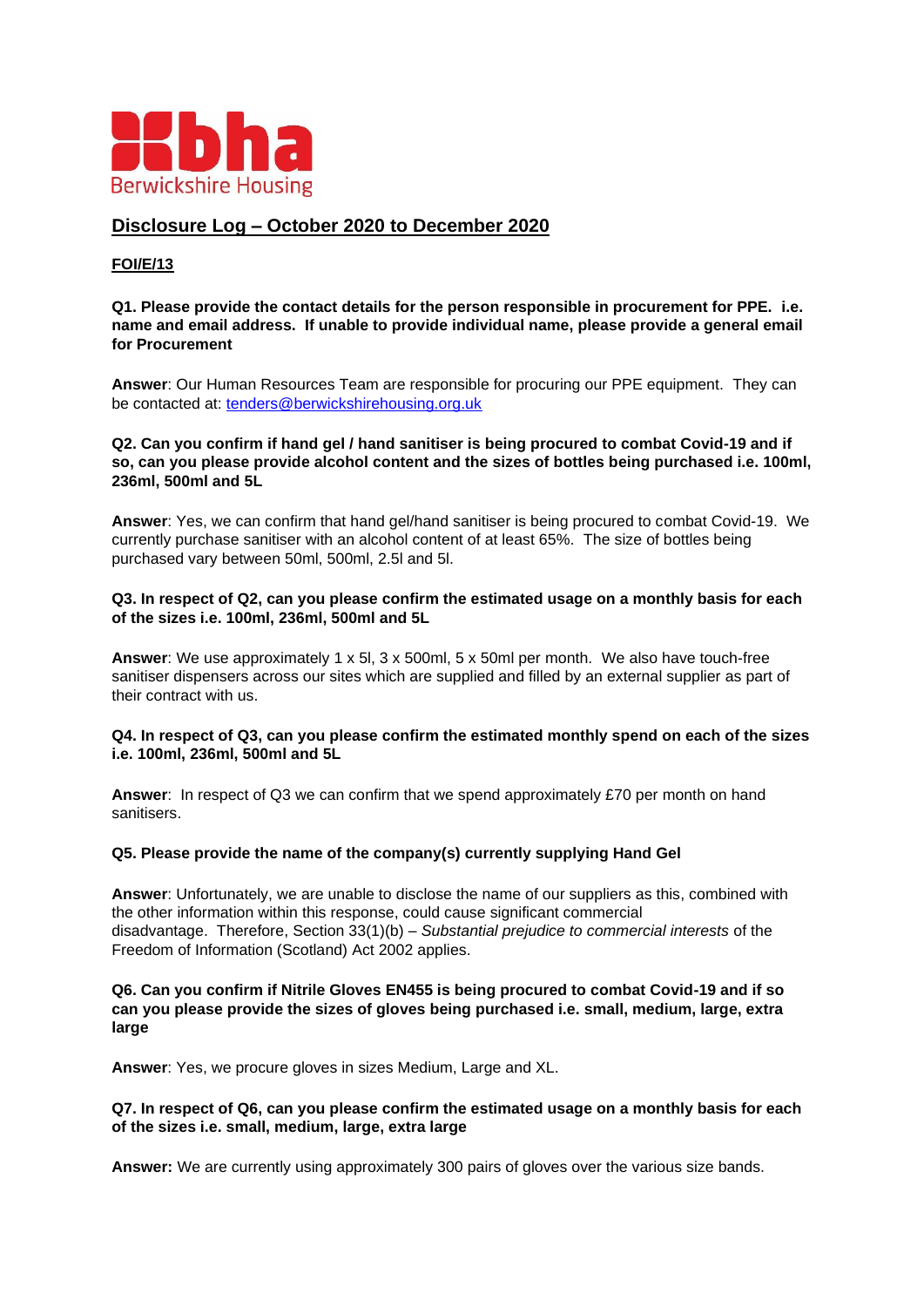bha
Berwickshire Housing

## Disclosure Log – October 2020 to December 2020

### FOI/E/13

**Q1. Please provide the contact details for the person responsible in procurement for PPE. i.e. name and email address. If unable to provide individual name, please provide a general email for Procurement**

**Answer**: Our Human Resources Team are responsible for procuring our PPE equipment. They can be contacted at: tenders@berwickshirehousing.org.uk

**Q2. Can you confirm if hand gel / hand sanitiser is being procured to combat Covid-19 and if so, can you please provide alcohol content and the sizes of bottles being purchased i.e. 100ml, 236ml, 500ml and 5L**

**Answer**: Yes, we can confirm that hand gel/hand sanitiser is being procured to combat Covid-19. We currently purchase sanitiser with an alcohol content of at least 65%. The size of bottles being purchased vary between 50ml, 500ml, 2.5l and 5l.

**Q3. In respect of Q2, can you please confirm the estimated usage on a monthly basis for each of the sizes i.e. 100ml, 236ml, 500ml and 5L**

**Answer**: We use approximately 1 x 5l, 3 x 500ml, 5 x 50ml per month. We also have touch-free sanitiser dispensers across our sites which are supplied and filled by an external supplier as part of their contract with us.

**Q4. In respect of Q3, can you please confirm the estimated monthly spend on each of the sizes i.e. 100ml, 236ml, 500ml and 5L**

**Answer**: In respect of Q3 we can confirm that we spend approximately £70 per month on hand sanitisers.

**Q5. Please provide the name of the company(s) currently supplying Hand Gel**

**Answer**: Unfortunately, we are unable to disclose the name of our suppliers as this, combined with the other information within this response, could cause significant commercial disadvantage. Therefore, Section 33(1)(b) – *Substantial prejudice to commercial interests* of the Freedom of Information (Scotland) Act 2002 applies.

**Q6. Can you confirm if Nitrile Gloves EN455 is being procured to combat Covid-19 and if so can you please provide the sizes of gloves being purchased i.e. small, medium, large, extra large**

**Answer**: Yes, we procure gloves in sizes Medium, Large and XL.

**Q7. In respect of Q6, can you please confirm the estimated usage on a monthly basis for each of the sizes i.e. small, medium, large, extra large**

**Answer:** We are currently using approximately 300 pairs of gloves over the various size bands.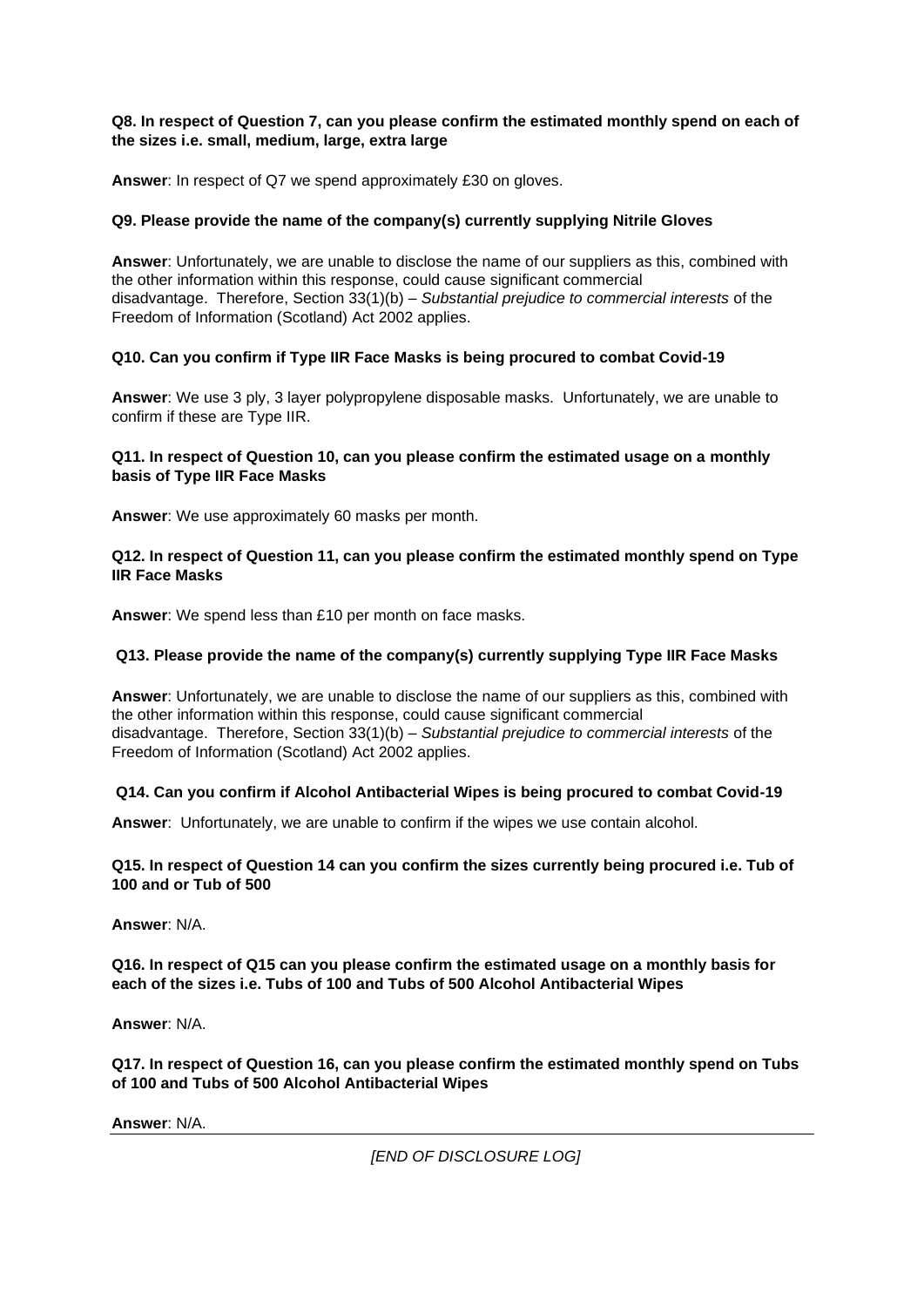**Q8. In respect of Question 7, can you please confirm the estimated monthly spend on each of the sizes i.e. small, medium, large, extra large**

**Answer**: In respect of Q7 we spend approximately £30 on gloves.

**Q9. Please provide the name of the company(s) currently supplying Nitrile Gloves**

**Answer**: Unfortunately, we are unable to disclose the name of our suppliers as this, combined with the other information within this response, could cause significant commercial disadvantage. Therefore, Section 33(1)(b) – *Substantial prejudice to commercial interests* of the Freedom of Information (Scotland) Act 2002 applies.

**Q10. Can you confirm if Type IIR Face Masks is being procured to combat Covid-19**

**Answer**: We use 3 ply, 3 layer polypropylene disposable masks. Unfortunately, we are unable to confirm if these are Type IIR.

**Q11. In respect of Question 10, can you please confirm the estimated usage on a monthly basis of Type IIR Face Masks**

**Answer**: We use approximately 60 masks per month.

**Q12. In respect of Question 11, can you please confirm the estimated monthly spend on Type IIR Face Masks**

**Answer**: We spend less than £10 per month on face masks.

**Q13. Please provide the name of the company(s) currently supplying Type IIR Face Masks**

**Answer**: Unfortunately, we are unable to disclose the name of our suppliers as this, combined with the other information within this response, could cause significant commercial disadvantage. Therefore, Section 33(1)(b) – *Substantial prejudice to commercial interests* of the Freedom of Information (Scotland) Act 2002 applies.

**Q14. Can you confirm if Alcohol Antibacterial Wipes is being procured to combat Covid-19**

**Answer**: Unfortunately, we are unable to confirm if the wipes we use contain alcohol.

**Q15. In respect of Question 14 can you confirm the sizes currently being procured i.e. Tub of 100 and or Tub of 500**

**Answer**: N/A.

**Q16. In respect of Q15 can you please confirm the estimated usage on a monthly basis for each of the sizes i.e. Tubs of 100 and Tubs of 500 Alcohol Antibacterial Wipes**

**Answer**: N/A.

**Q17. In respect of Question 16, can you please confirm the estimated monthly spend on Tubs of 100 and Tubs of 500 Alcohol Antibacterial Wipes**

**Answer**: N/A.

---

*[END OF DISCLOSURE LOG]*